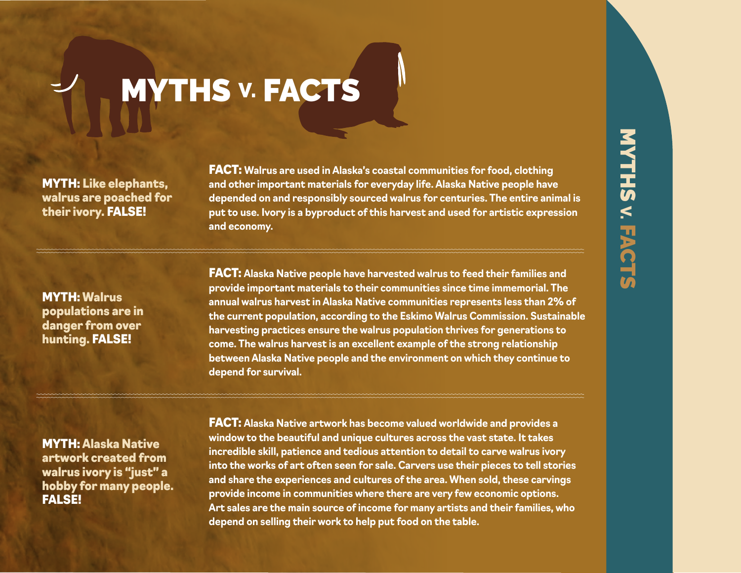# MYTHS V. FACTS

**MYTH:** Like elephants, walrus are poached for their ivory. **FALSE!**

**FACT:** Walrus are used in Alaska's coastal communities for food, clothing and other important materials for everyday life. Alaska Native people have depended on and responsibly sourced walrus for centuries. The entire animal is put to use. Ivory is a byproduct of this harvest and used for artistic expression and economy.

---

**MYTH:** Walrus populations are in danger from over hunting. **FALSE!**

**FACT:** Alaska Native people have harvested walrus to feed their families and provide important materials to their communities since time immemorial. The annual walrus harvest in Alaska Native communities represents less than 2% of the current population, according to the Eskimo Walrus Commission. Sustainable harvesting practices ensure the walrus population thrives for generations to come. The walrus harvest is an excellent example of the strong relationship between Alaska Native people and the environment on which they continue to depend for survival.

---

**MYTH:** Alaska Native artwork created from walrus ivory is "just" a hobby for many people. **FALSE!**

**FACT:** Alaska Native artwork has become valued worldwide and provides a window to the beautiful and unique cultures across the vast state. It takes incredible skill, patience and tedious attention to detail to carve walrus ivory into the works of art often seen for sale. Carvers use their pieces to tell stories and share the experiences and cultures of the area. When sold, these carvings provide income in communities where there are very few economic options. Art sales are the main source of income for many artists and their families, who depend on selling their work to help put food on the table.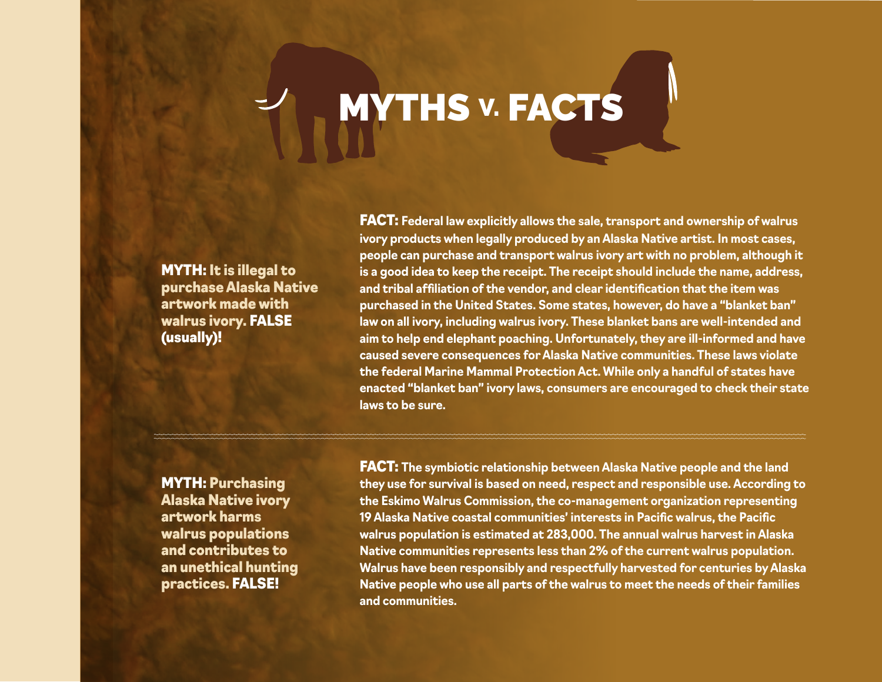# MYTHS V. FACTS

**MYTH:** It is illegal to purchase Alaska Native artwork made with walrus ivory. **FALSE (usually)!**

**FACT:** Federal law explicitly allows the sale, transport and ownership of walrus ivory products when legally produced by an Alaska Native artist. In most cases, people can purchase and transport walrus ivory art with no problem, although it is a good idea to keep the receipt. The receipt should include the name, address, and tribal affiliation of the vendor, and clear identification that the item was purchased in the United States. Some states, however, do have a "blanket ban" law on all ivory, including walrus ivory. These blanket bans are well-intended and aim to help end elephant poaching. Unfortunately, they are ill-informed and have caused severe consequences for Alaska Native communities. These laws violate the federal Marine Mammal Protection Act. While only a handful of states have enacted "blanket ban" ivory laws, consumers are encouraged to check their state laws to be sure.

---

**MYTH:** Purchasing Alaska Native ivory artwork harms walrus populations and contributes to an unethical hunting practices. **FALSE!**

**FACT:** The symbiotic relationship between Alaska Native people and the land they use for survival is based on need, respect and responsible use. According to the Eskimo Walrus Commission, the co-management organization representing 19 Alaska Native coastal communities' interests in Pacific walrus, the Pacific walrus population is estimated at 283,000. The annual walrus harvest in Alaska Native communities represents less than 2% of the current walrus population. Walrus have been responsibly and respectfully harvested for centuries by Alaska Native people who use all parts of the walrus to meet the needs of their families and communities.